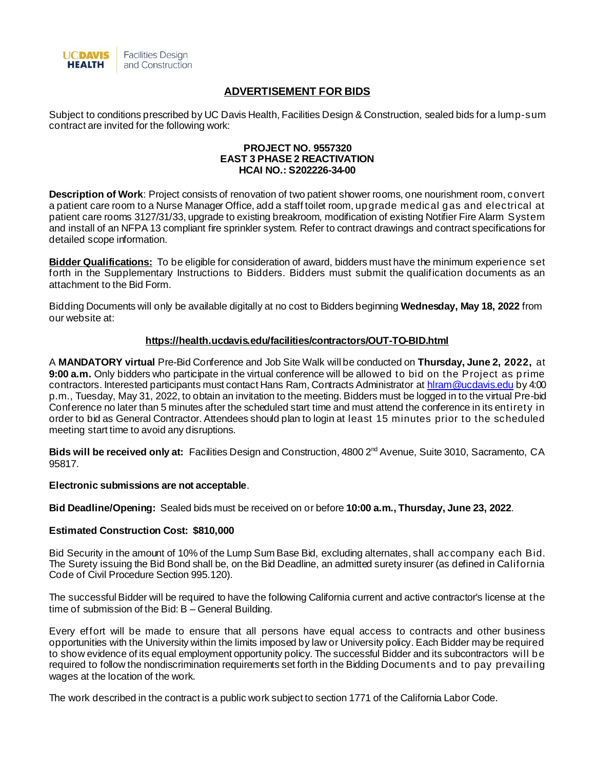UCDAVIS HEALTH | Facilities Design and Construction

# ADVERTISEMENT FOR BIDS

Subject to conditions prescribed by UC Davis Health, Facilities Design & Construction, sealed bids for a lump-sum contract are invited for the following work:

**PROJECT NO. 9557320**
**EAST 3 PHASE 2 REACTIVATION**
**HCAI NO.: S202226-34-00**

**Description of Work**: Project consists of renovation of two patient shower rooms, one nourishment room, convert a patient care room to a Nurse Manager Office, add a staff toilet room, upgrade medical gas and electrical at patient care rooms 3127/31/33, upgrade to existing breakroom, modification of existing Notifier Fire Alarm System and install of an NFPA 13 compliant fire sprinkler system. Refer to contract drawings and contract specifications for detailed scope information.

**Bidder Qualifications:** To be eligible for consideration of award, bidders must have the minimum experience set forth in the Supplementary Instructions to Bidders. Bidders must submit the qualification documents as an attachment to the Bid Form.

Bidding Documents will only be available digitally at no cost to Bidders beginning **Wednesday, May 18, 2022** from our website at:

**https://health.ucdavis.edu/facilities/contractors/OUT-TO-BID.html**

A **MANDATORY virtual** Pre-Bid Conference and Job Site Walk will be conducted on **Thursday, June 2, 2022,** at **9:00 a.m.** Only bidders who participate in the virtual conference will be allowed to bid on the Project as prime contractors. Interested participants must contact Hans Ram, Contracts Administrator at hlram@ucdavis.edu by 4:00 p.m., Tuesday, May 31, 2022, to obtain an invitation to the meeting. Bidders must be logged in to the virtual Pre-bid Conference no later than 5 minutes after the scheduled start time and must attend the conference in its entirety in order to bid as General Contractor. Attendees should plan to login at least 15 minutes prior to the scheduled meeting start time to avoid any disruptions.

**Bids will be received only at:** Facilities Design and Construction, 4800 2nd Avenue, Suite 3010, Sacramento, CA 95817.

**Electronic submissions are not acceptable**.

**Bid Deadline/Opening:** Sealed bids must be received on or before **10:00 a.m., Thursday, June 23, 2022**.

**Estimated Construction Cost: $810,000**

Bid Security in the amount of 10% of the Lump Sum Base Bid, excluding alternates, shall accompany each Bid. The Surety issuing the Bid Bond shall be, on the Bid Deadline, an admitted surety insurer (as defined in California Code of Civil Procedure Section 995.120).

The successful Bidder will be required to have the following California current and active contractor's license at the time of submission of the Bid: B – General Building.

Every effort will be made to ensure that all persons have equal access to contracts and other business opportunities with the University within the limits imposed by law or University policy. Each Bidder may be required to show evidence of its equal employment opportunity policy. The successful Bidder and its subcontractors will be required to follow the nondiscrimination requirements set forth in the Bidding Documents and to pay prevailing wages at the location of the work.

The work described in the contract is a public work subject to section 1771 of the California Labor Code.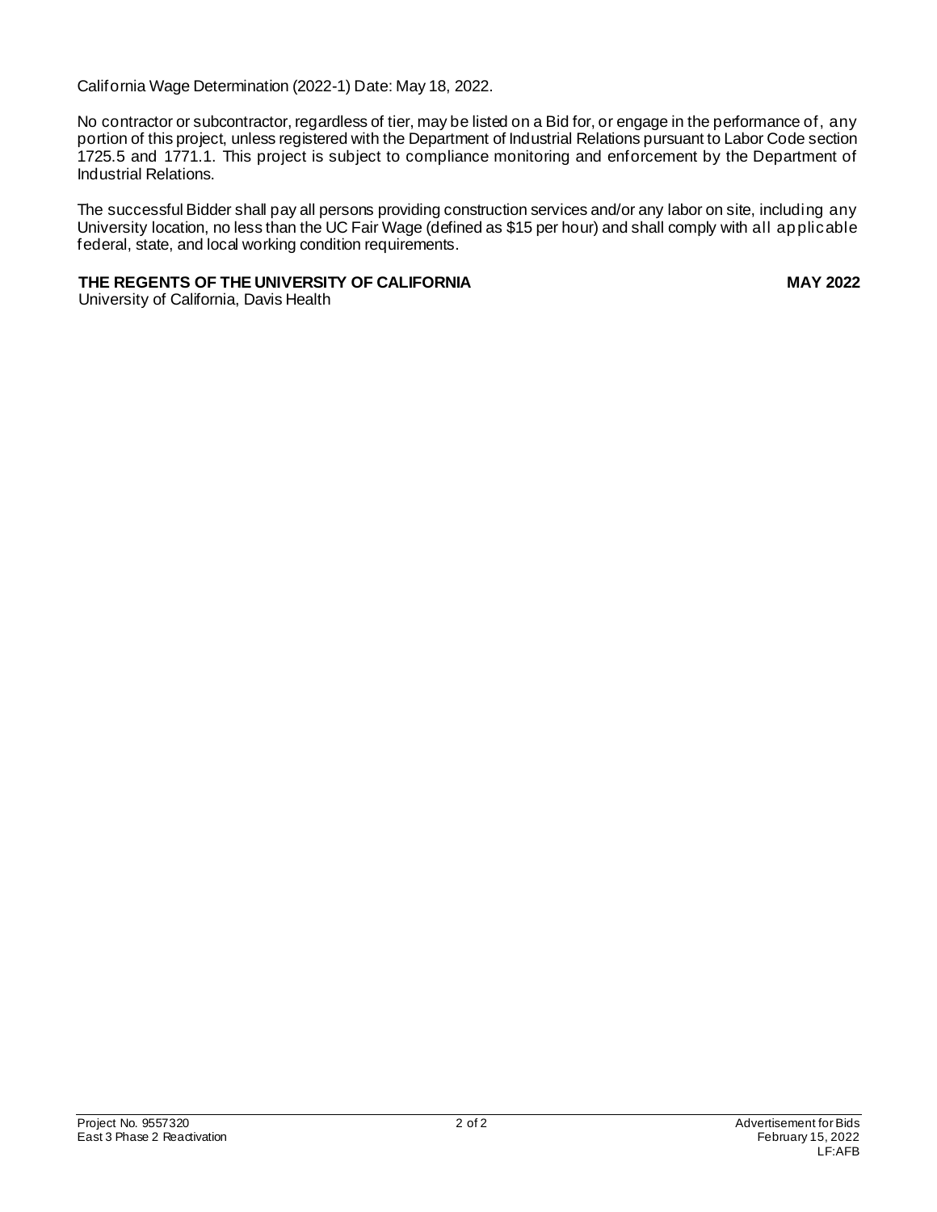California Wage Determination (2022-1) Date: May 18, 2022.

No contractor or subcontractor, regardless of tier, may be listed on a Bid for, or engage in the performance of, any portion of this project, unless registered with the Department of Industrial Relations pursuant to Labor Code section 1725.5 and 1771.1. This project is subject to compliance monitoring and enforcement by the Department of Industrial Relations.

The successful Bidder shall pay all persons providing construction services and/or any labor on site, including any University location, no less than the UC Fair Wage (defined as $15 per hour) and shall comply with all applicable federal, state, and local working condition requirements.

**THE REGENTS OF THE UNIVERSITY OF CALIFORNIA** **MAY 2022**
University of California, Davis Health